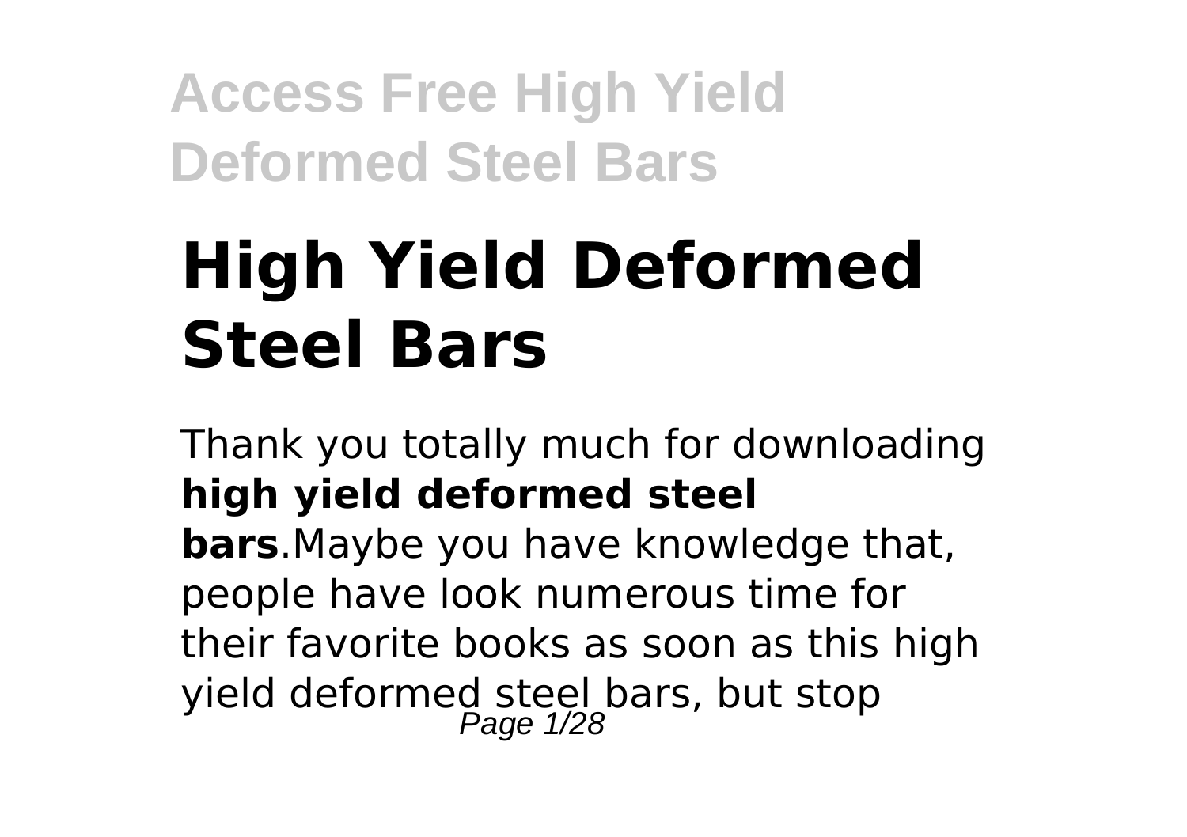# High Yield Deformed Steel Bars

Thank you totally much for downloading **high yield deformed steel bars**.Maybe you have knowledge that, people have look numerous time for their favorite books as soon as this high yield deformed steel bars, but stop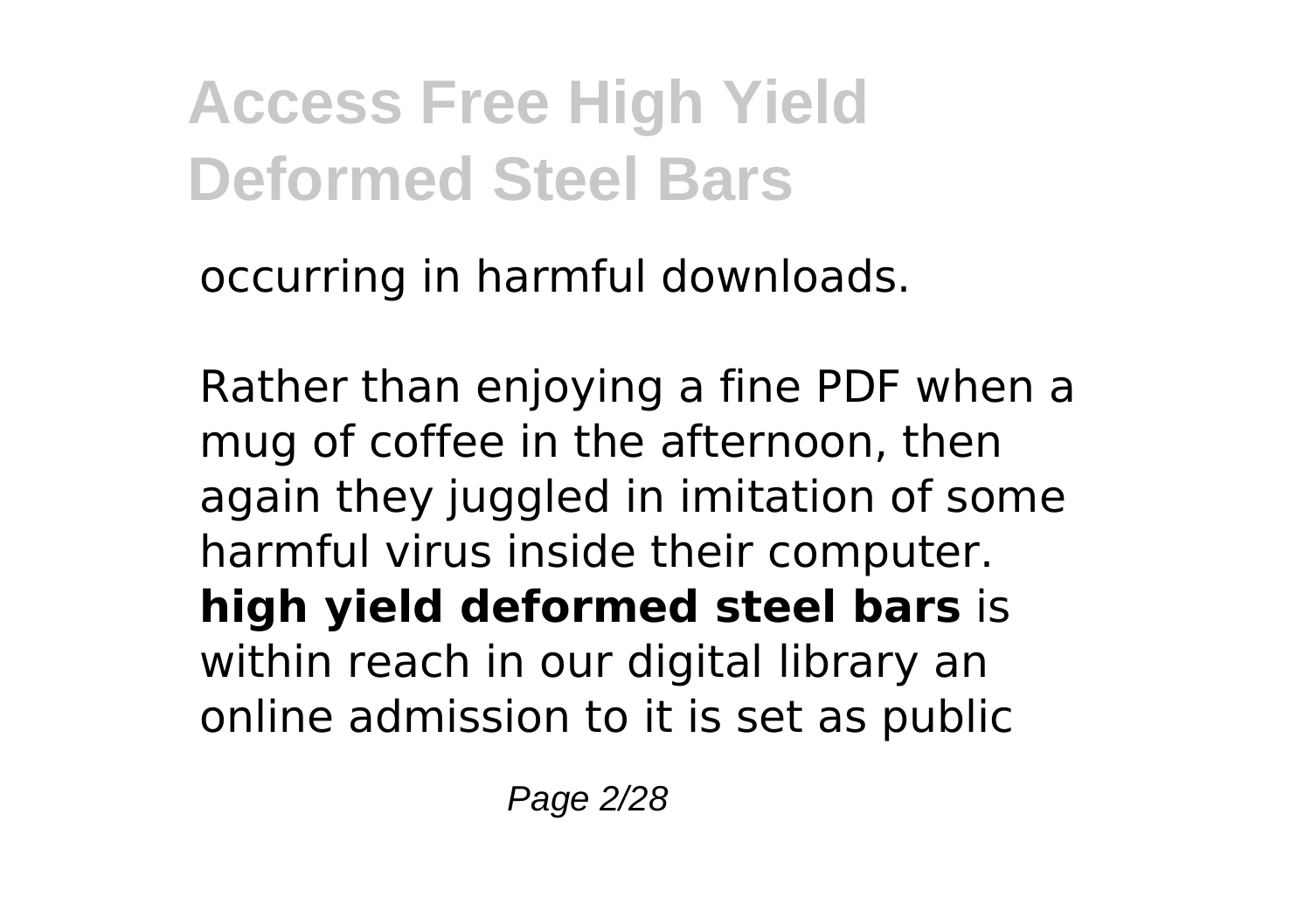occurring in harmful downloads.

Rather than enjoying a fine PDF when a mug of coffee in the afternoon, then again they juggled in imitation of some harmful virus inside their computer. **high yield deformed steel bars** is within reach in our digital library an online admission to it is set as public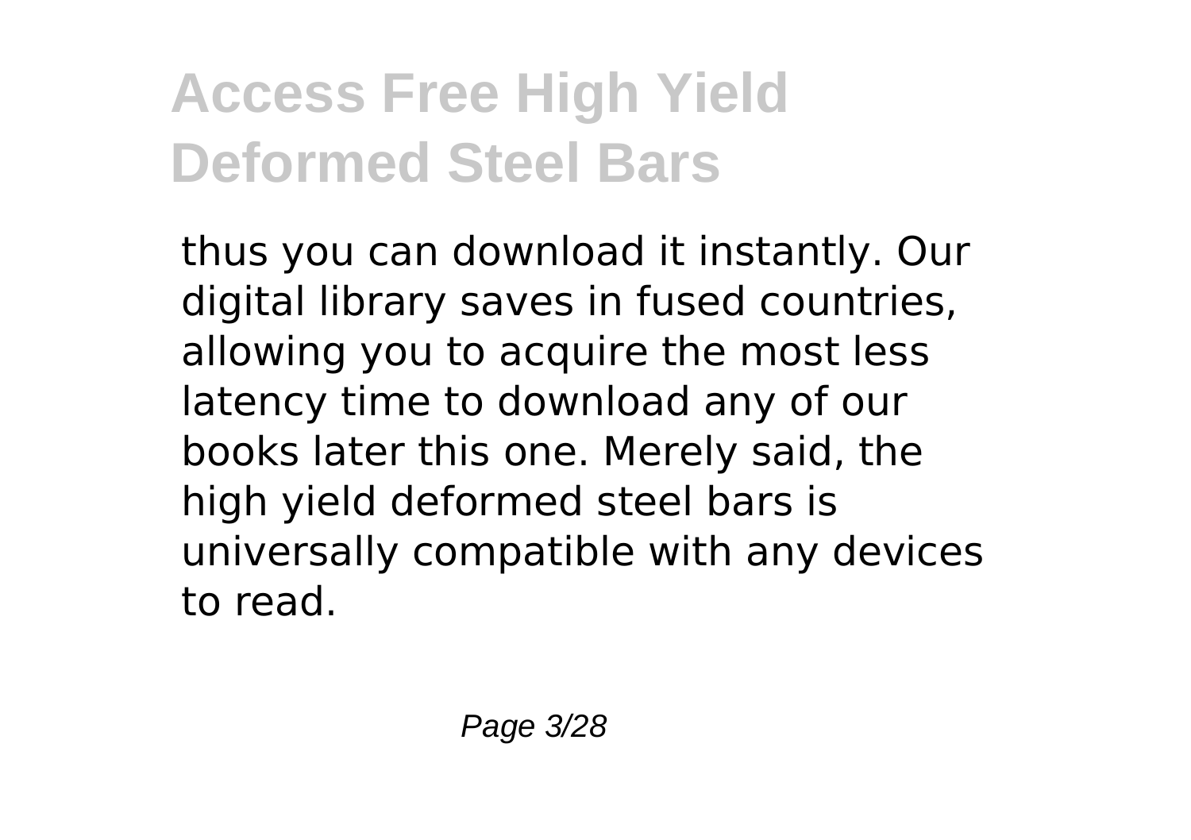thus you can download it instantly. Our digital library saves in fused countries, allowing you to acquire the most less latency time to download any of our books later this one. Merely said, the high yield deformed steel bars is universally compatible with any devices to read.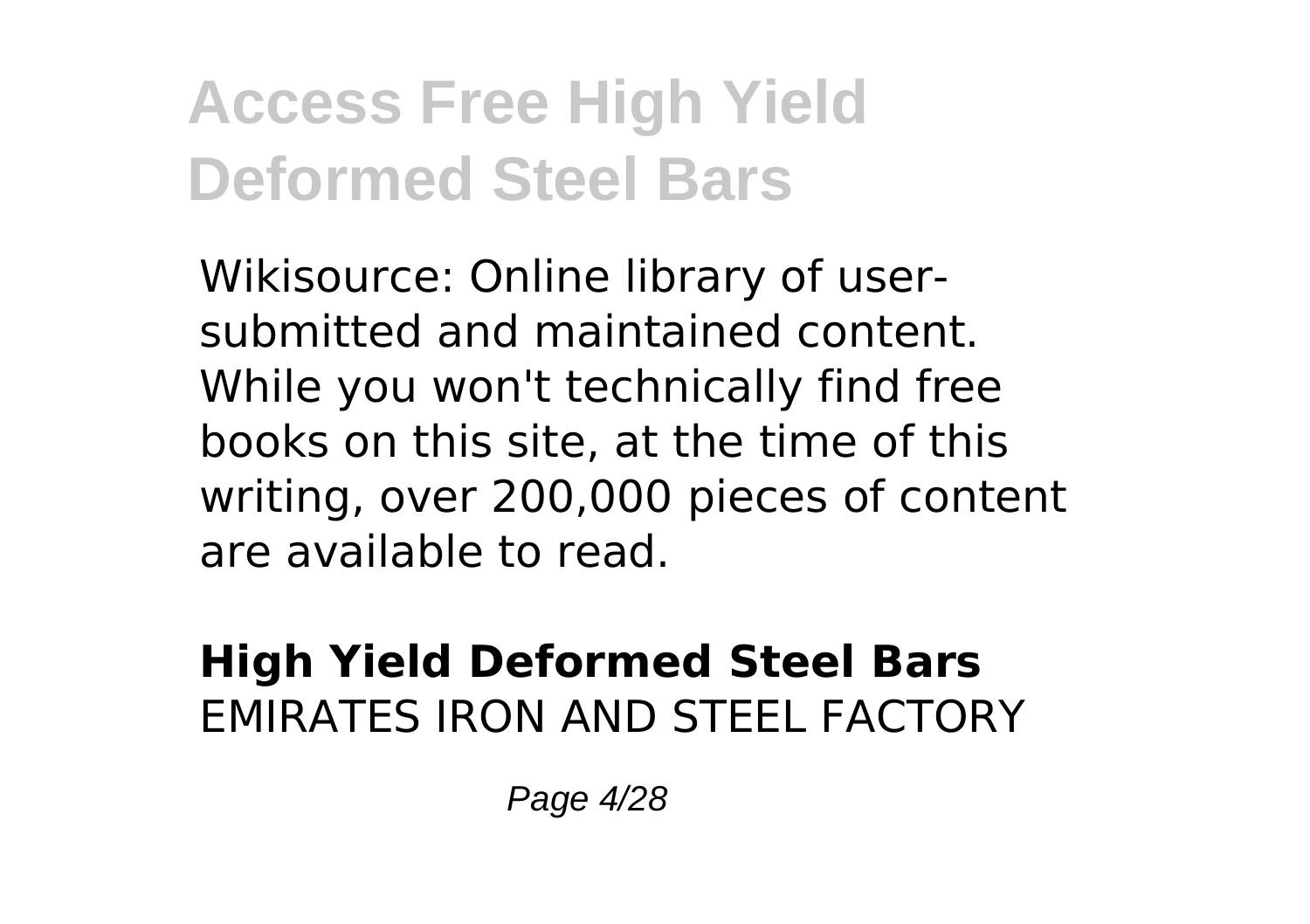Wikisource: Online library of user-submitted and maintained content. While you won't technically find free books on this site, at the time of this writing, over 200,000 pieces of content are available to read.

**High Yield Deformed Steel Bars**
EMIRATES IRON AND STEEL FACTORY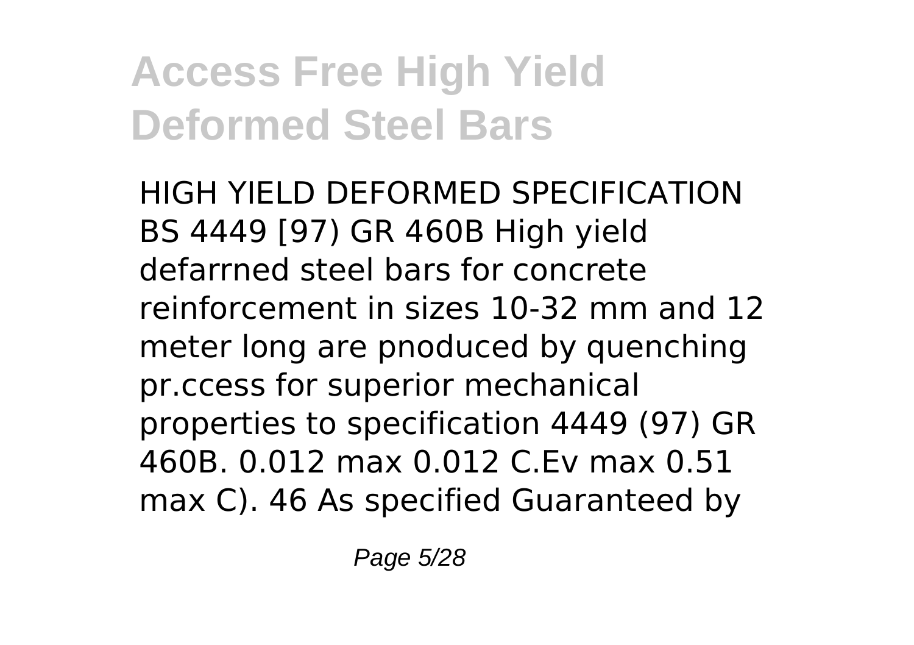HIGH YIELD DEFORMED SPECIFICATION BS 4449 [97) GR 460B High yield defarrned steel bars for concrete reinforcement in sizes 10-32 mm and 12 meter long are pnoduced by quenching pr.ccess for superior mechanical properties to specification 4449 (97) GR 460B. 0.012 max 0.012 C.Ev max 0.51 max C). 46 As specified Guaranteed by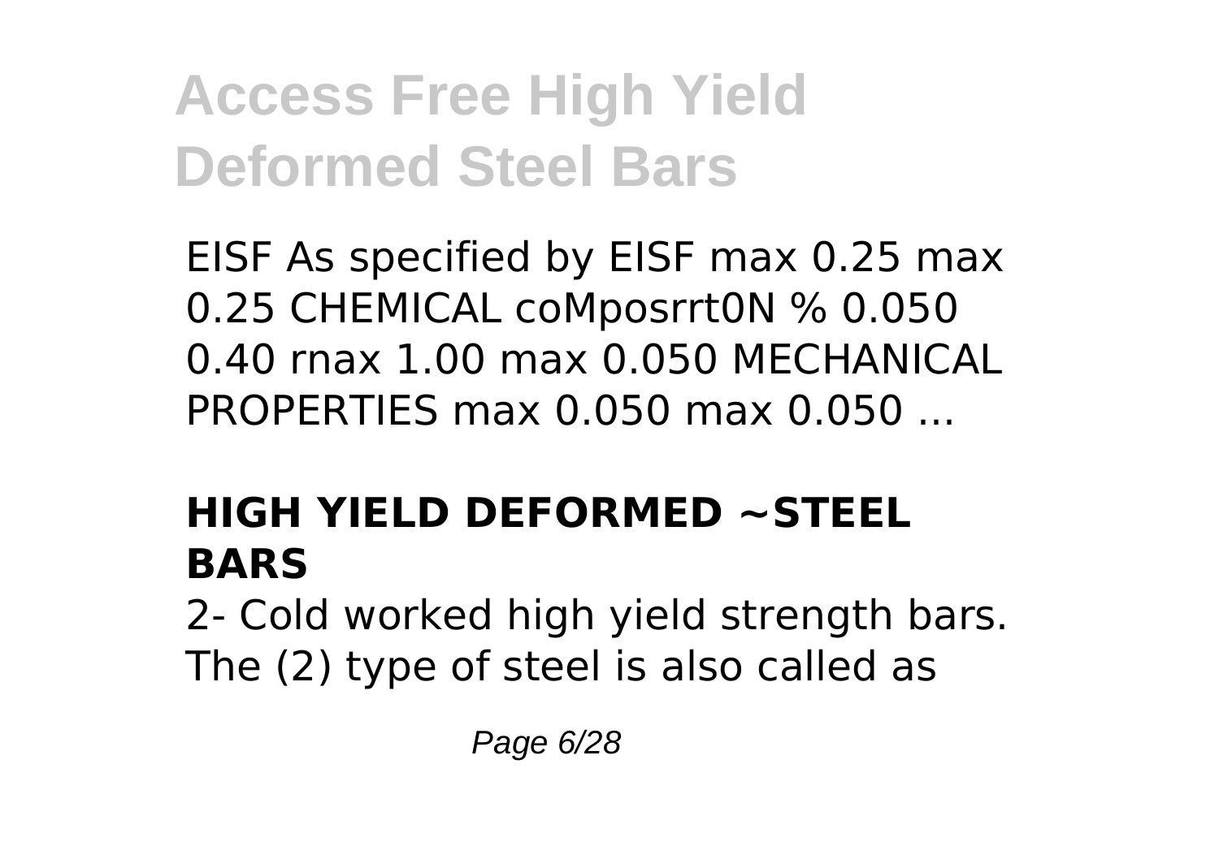EISF As specified by EISF max 0.25 max 0.25 CHEMICAL coMposrrt0N % 0.050 0.40 rnax 1.00 max 0.050 MECHANICAL PROPERTIES max 0.050 max 0.050 ...

### HIGH YIELD DEFORMED ~STEEL BARS

2- Cold worked high yield strength bars. The (2) type of steel is also called as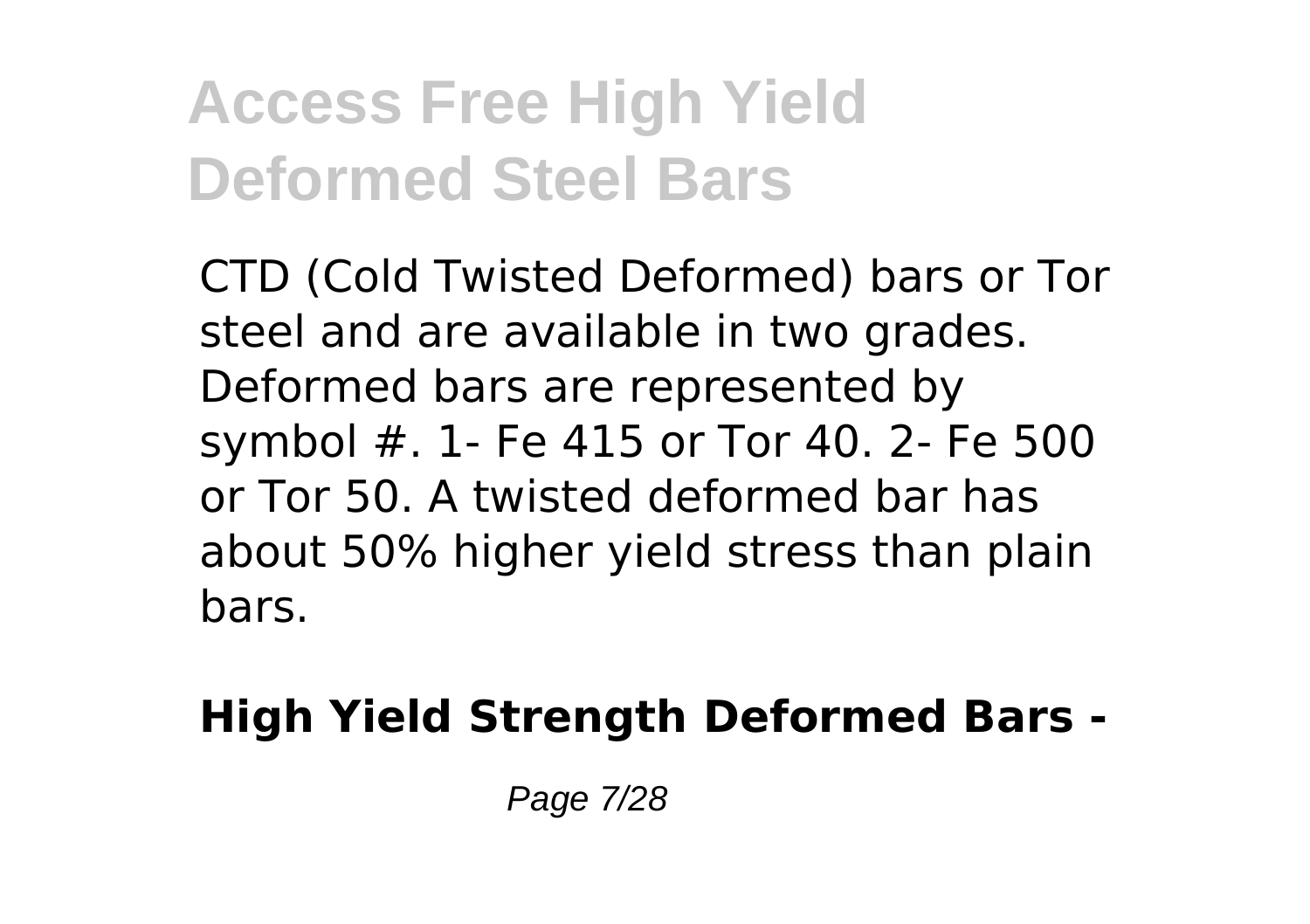CTD (Cold Twisted Deformed) bars or Tor steel and are available in two grades. Deformed bars are represented by symbol #. 1- Fe 415 or Tor 40. 2- Fe 500 or Tor 50. A twisted deformed bar has about 50% higher yield stress than plain bars.

**High Yield Strength Deformed Bars -**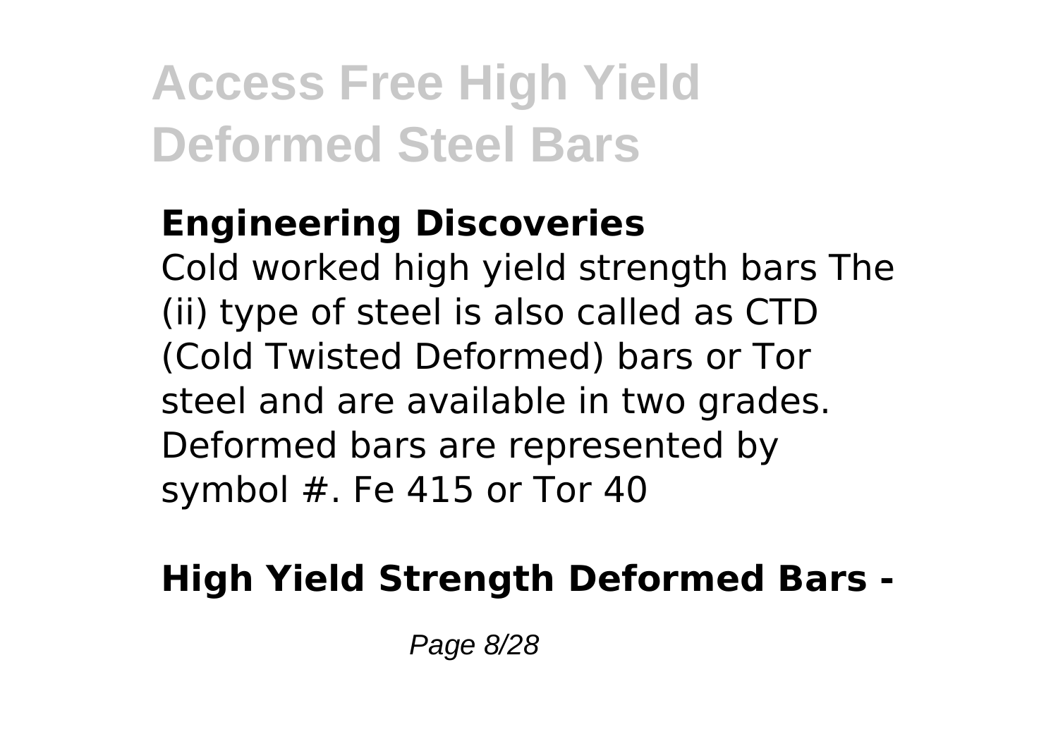**Engineering Discoveries**

Cold worked high yield strength bars The (ii) type of steel is also called as CTD (Cold Twisted Deformed) bars or Tor steel and are available in two grades. Deformed bars are represented by symbol #. Fe 415 or Tor 40

**High Yield Strength Deformed Bars -**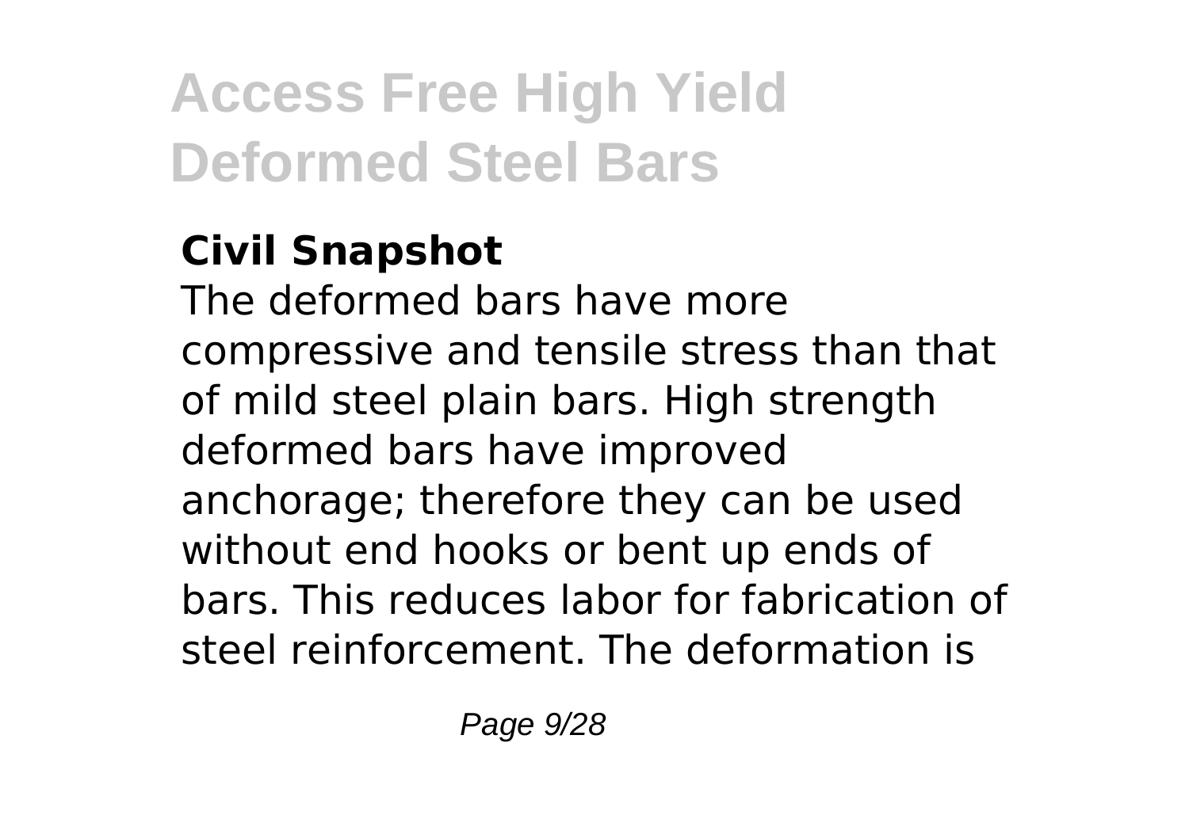## Civil Snapshot

The deformed bars have more compressive and tensile stress than that of mild steel plain bars. High strength deformed bars have improved anchorage; therefore they can be used without end hooks or bent up ends of bars. This reduces labor for fabrication of steel reinforcement. The deformation is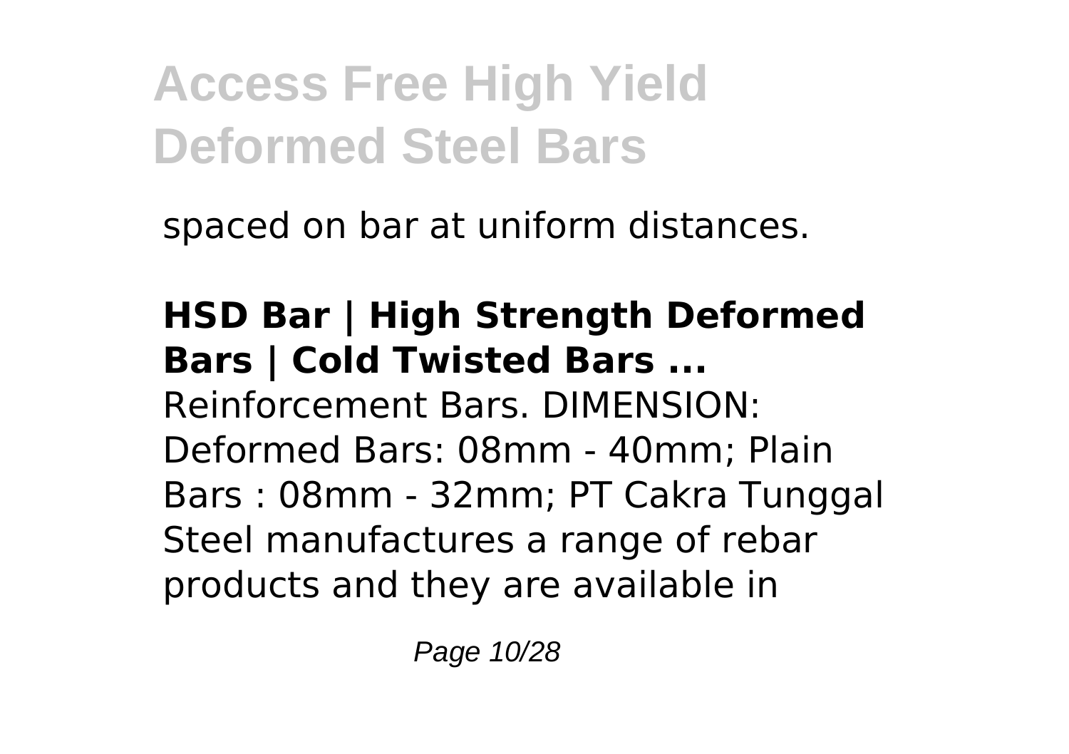spaced on bar at uniform distances.

**HSD Bar | High Strength Deformed Bars | Cold Twisted Bars ...**
Reinforcement Bars. DIMENSION: Deformed Bars: 08mm - 40mm; Plain Bars : 08mm - 32mm; PT Cakra Tunggal Steel manufactures a range of rebar products and they are available in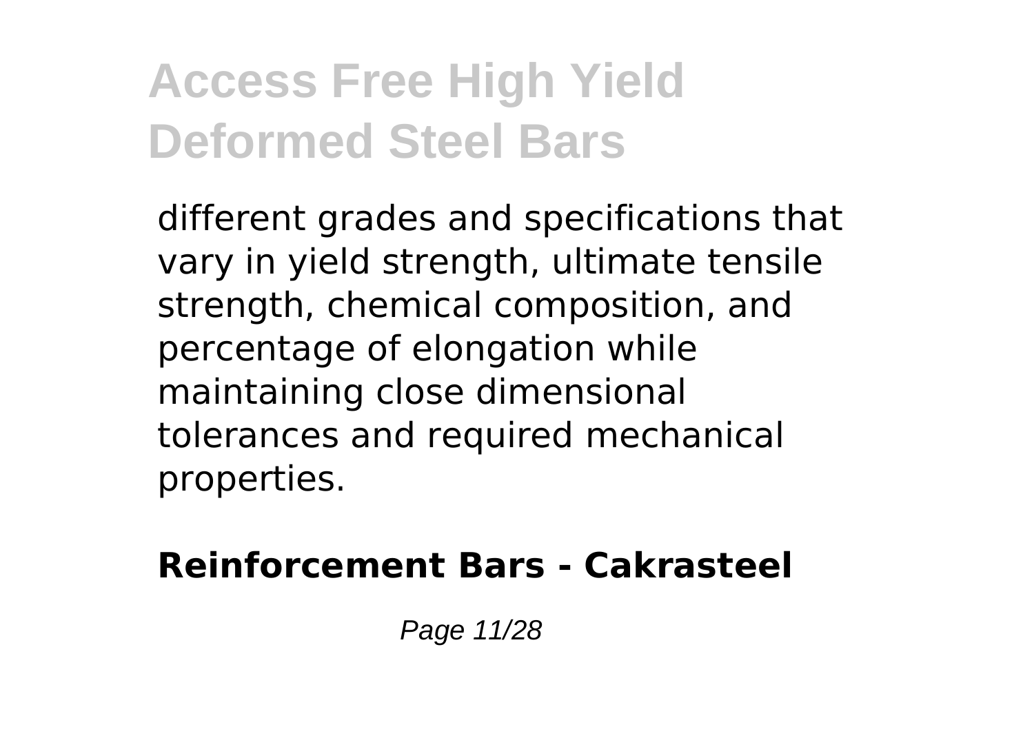different grades and specifications that vary in yield strength, ultimate tensile strength, chemical composition, and percentage of elongation while maintaining close dimensional tolerances and required mechanical properties.

**Reinforcement Bars - Cakrasteel**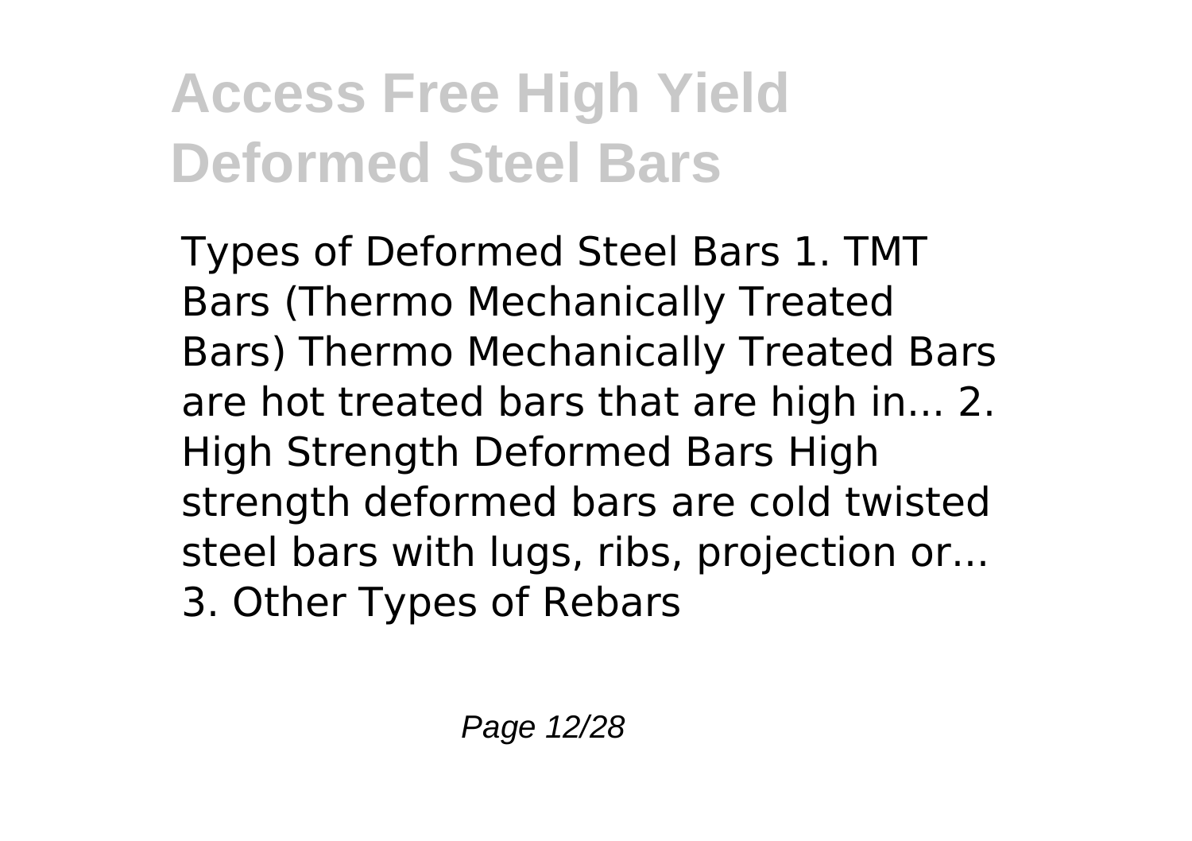Types of Deformed Steel Bars 1. TMT Bars (Thermo Mechanically Treated Bars) Thermo Mechanically Treated Bars are hot treated bars that are high in... 2. High Strength Deformed Bars High strength deformed bars are cold twisted steel bars with lugs, ribs, projection or... 3. Other Types of Rebars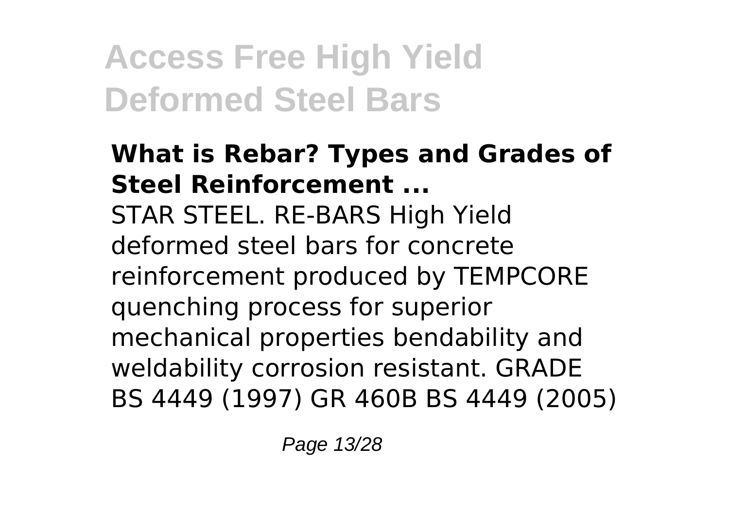### What is Rebar? Types and Grades of Steel Reinforcement ...

STAR STEEL. RE-BARS High Yield deformed steel bars for concrete reinforcement produced by TEMPCORE quenching process for superior mechanical properties bendability and weldability corrosion resistant. GRADE BS 4449 (1997) GR 460B BS 4449 (2005)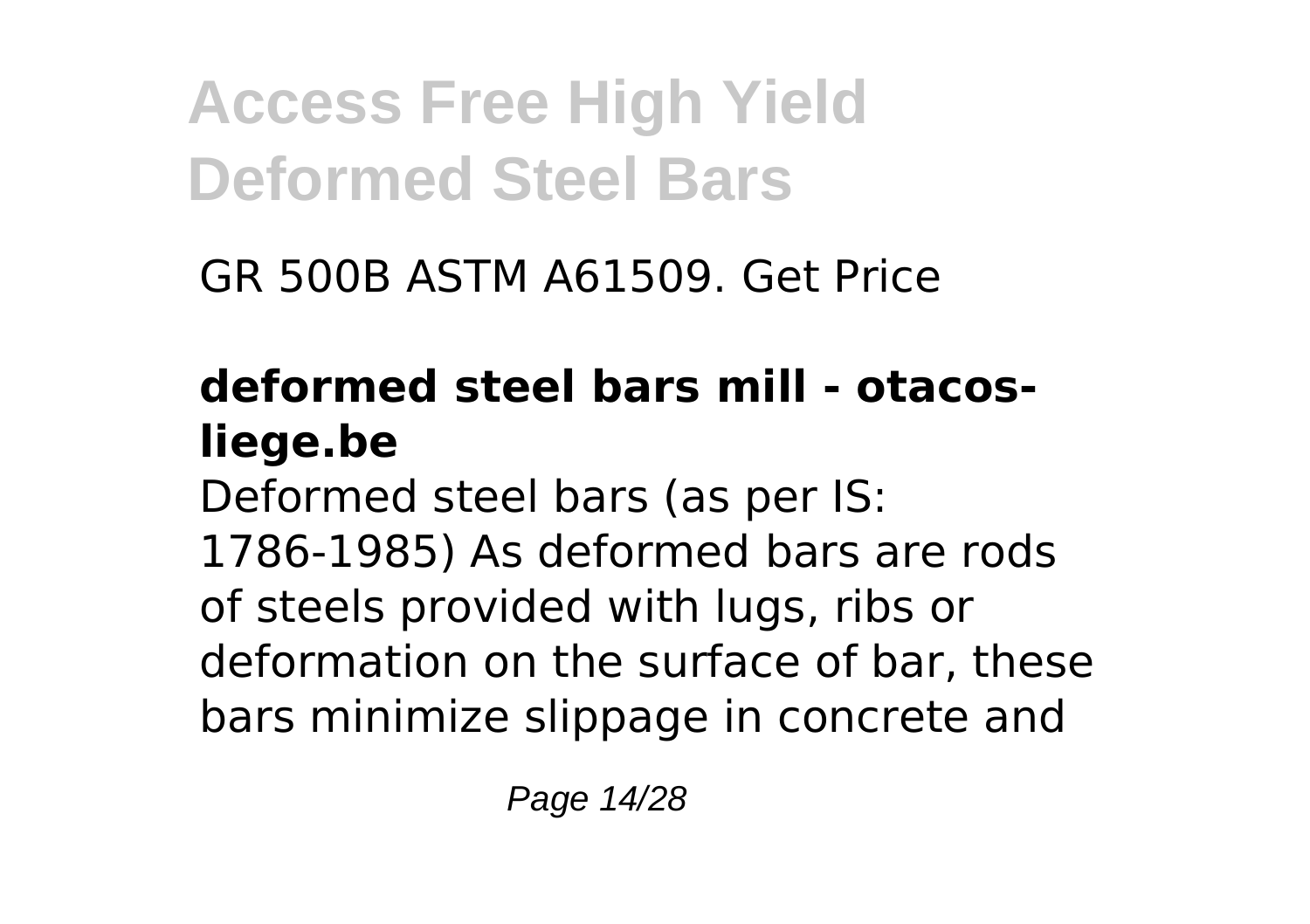GR 500B ASTM A61509. Get Price

### deformed steel bars mill - otacos-liege.be

Deformed steel bars (as per IS: 1786-1985) As deformed bars are rods of steels provided with lugs, ribs or deformation on the surface of bar, these bars minimize slippage in concrete and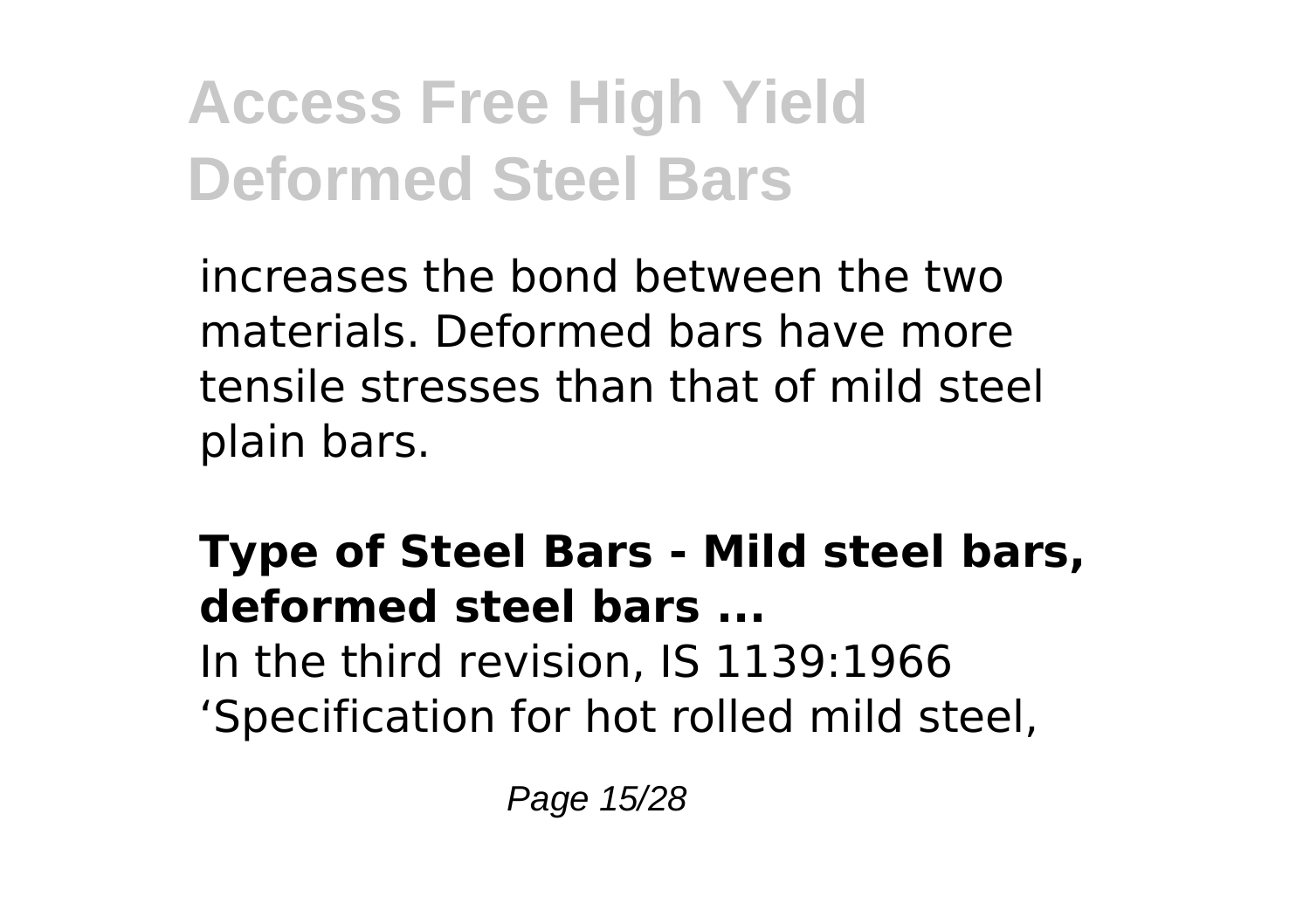increases the bond between the two materials. Deformed bars have more tensile stresses than that of mild steel plain bars.

**Type of Steel Bars - Mild steel bars, deformed steel bars ...**

In the third revision, IS 1139:1966 'Specification for hot rolled mild steel,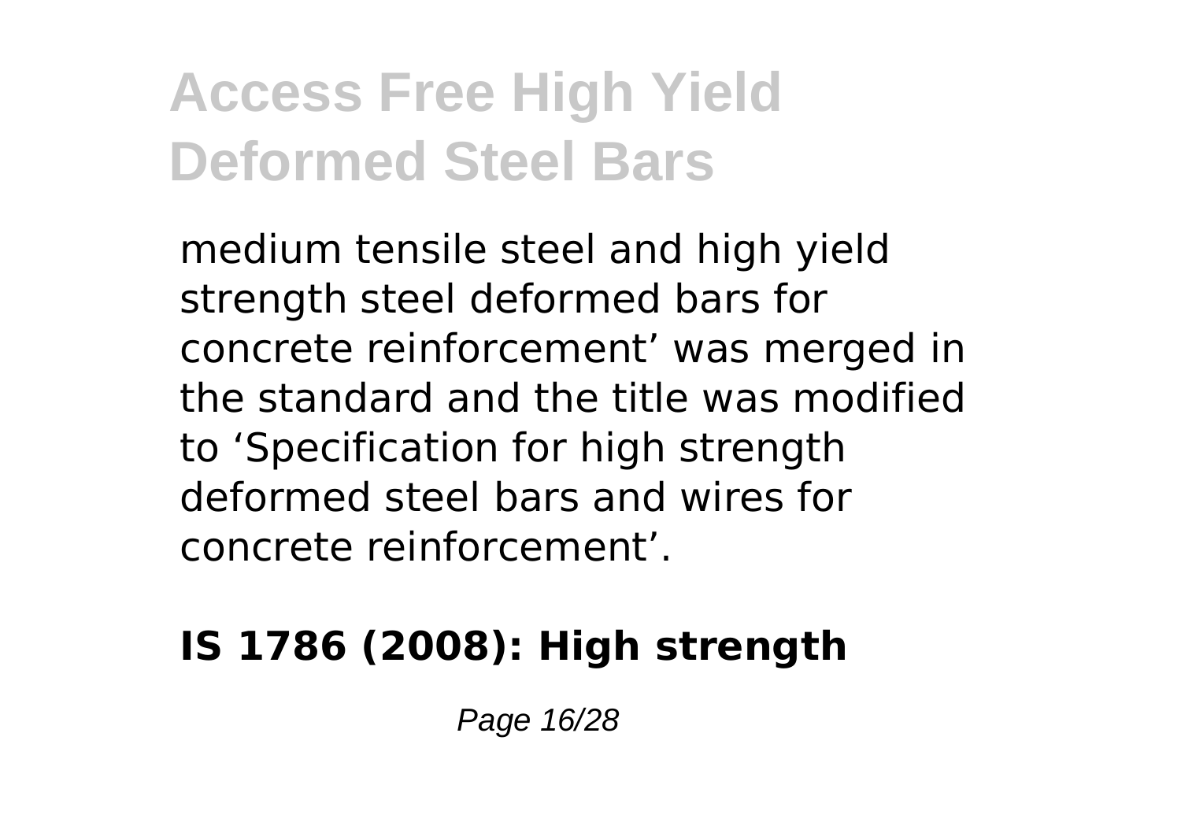medium tensile steel and high yield strength steel deformed bars for concrete reinforcement' was merged in the standard and the title was modified to 'Specification for high strength deformed steel bars and wires for concrete reinforcement'.

**IS 1786 (2008): High strength**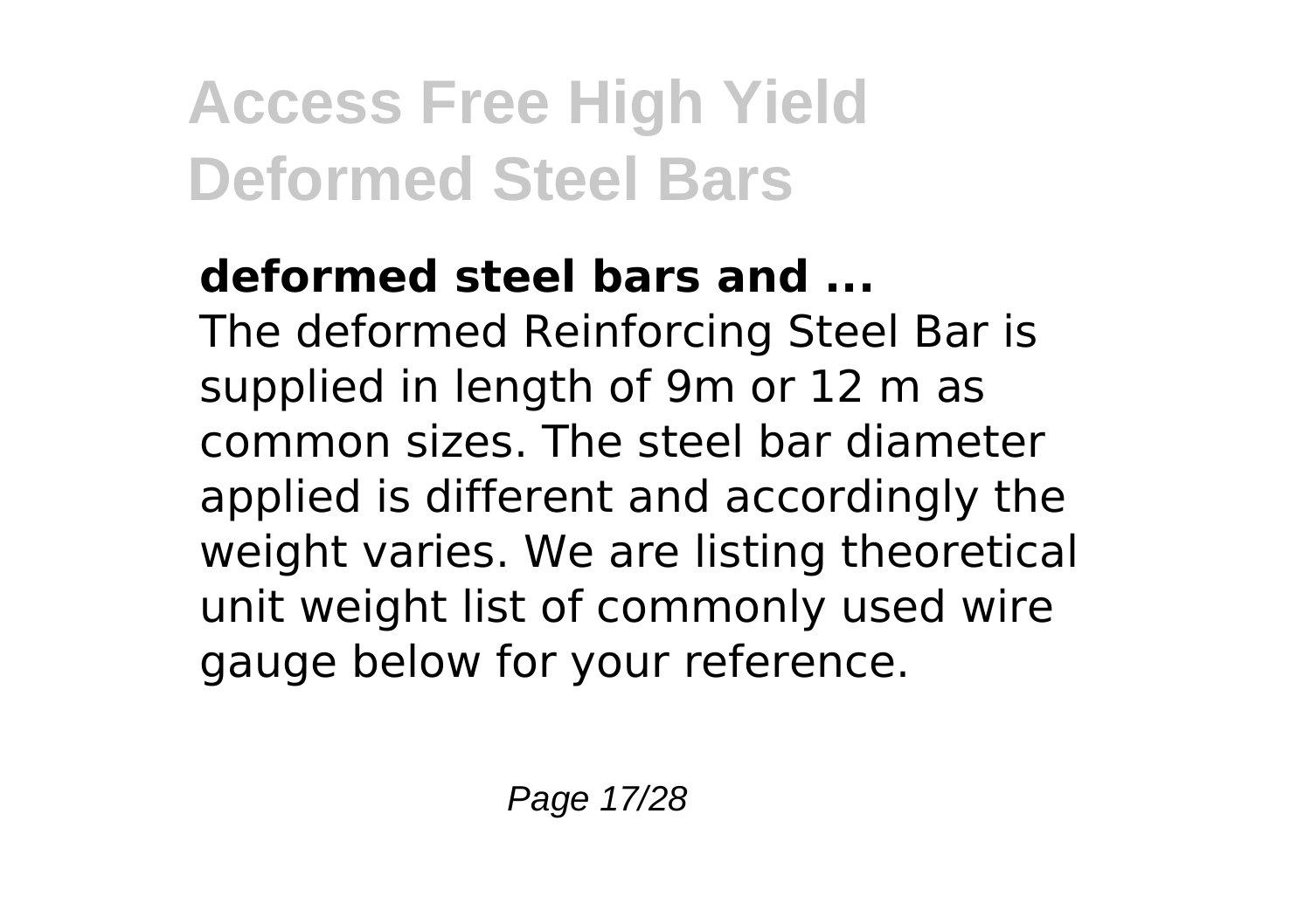**deformed steel bars and ...**

The deformed Reinforcing Steel Bar is supplied in length of 9m or 12 m as common sizes. The steel bar diameter applied is different and accordingly the weight varies. We are listing theoretical unit weight list of commonly used wire gauge below for your reference.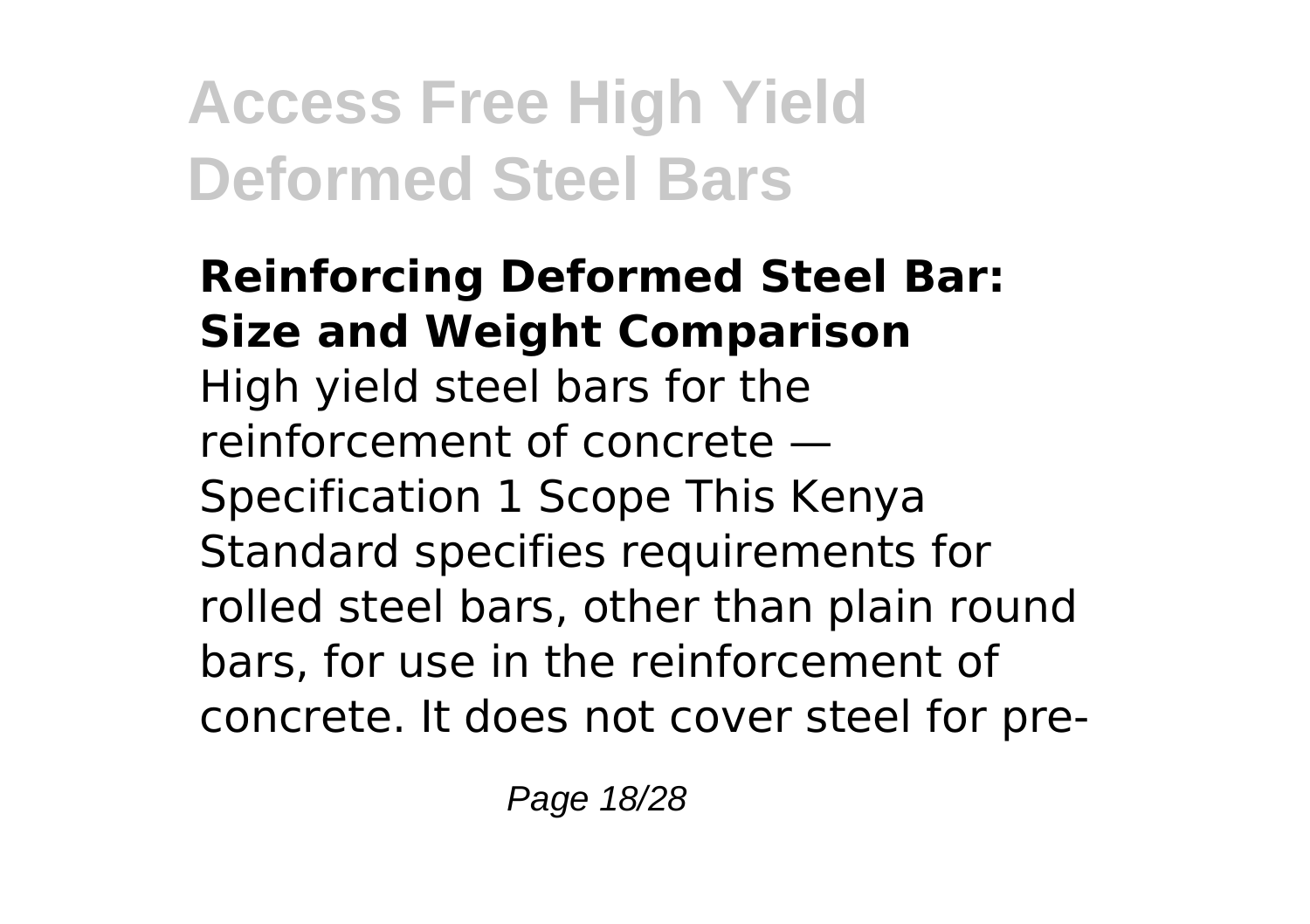**Reinforcing Deformed Steel Bar: Size and Weight Comparison**

High yield steel bars for the reinforcement of concrete — Specification 1 Scope This Kenya Standard specifies requirements for rolled steel bars, other than plain round bars, for use in the reinforcement of concrete. It does not cover steel for pre-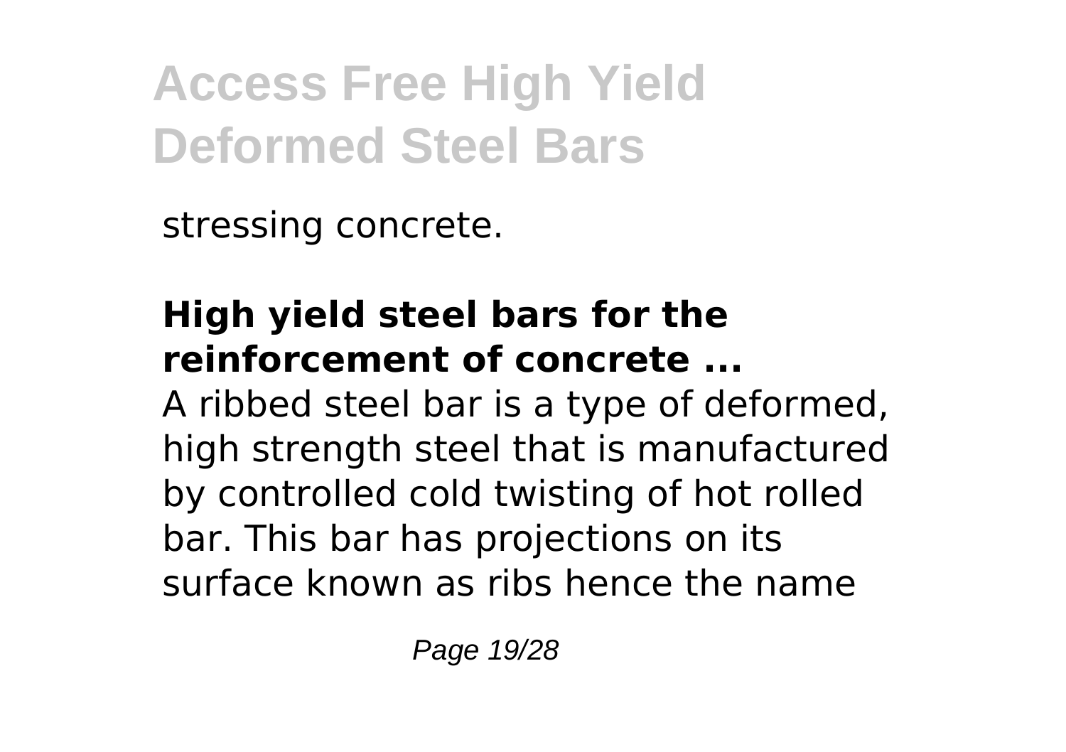stressing concrete.

**High yield steel bars for the reinforcement of concrete ...**

A ribbed steel bar is a type of deformed, high strength steel that is manufactured by controlled cold twisting of hot rolled bar. This bar has projections on its surface known as ribs hence the name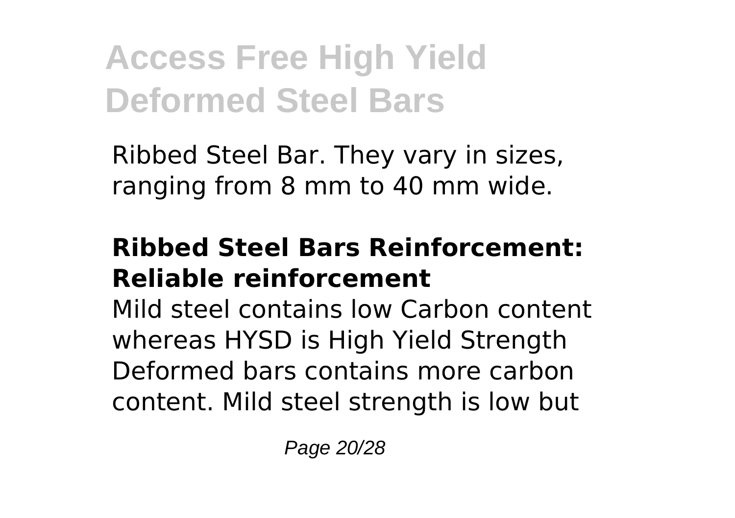Ribbed Steel Bar. They vary in sizes, ranging from 8 mm to 40 mm wide.

### **Ribbed Steel Bars Reinforcement: Reliable reinforcement**

Mild steel contains low Carbon content whereas HYSD is High Yield Strength Deformed bars contains more carbon content. Mild steel strength is low but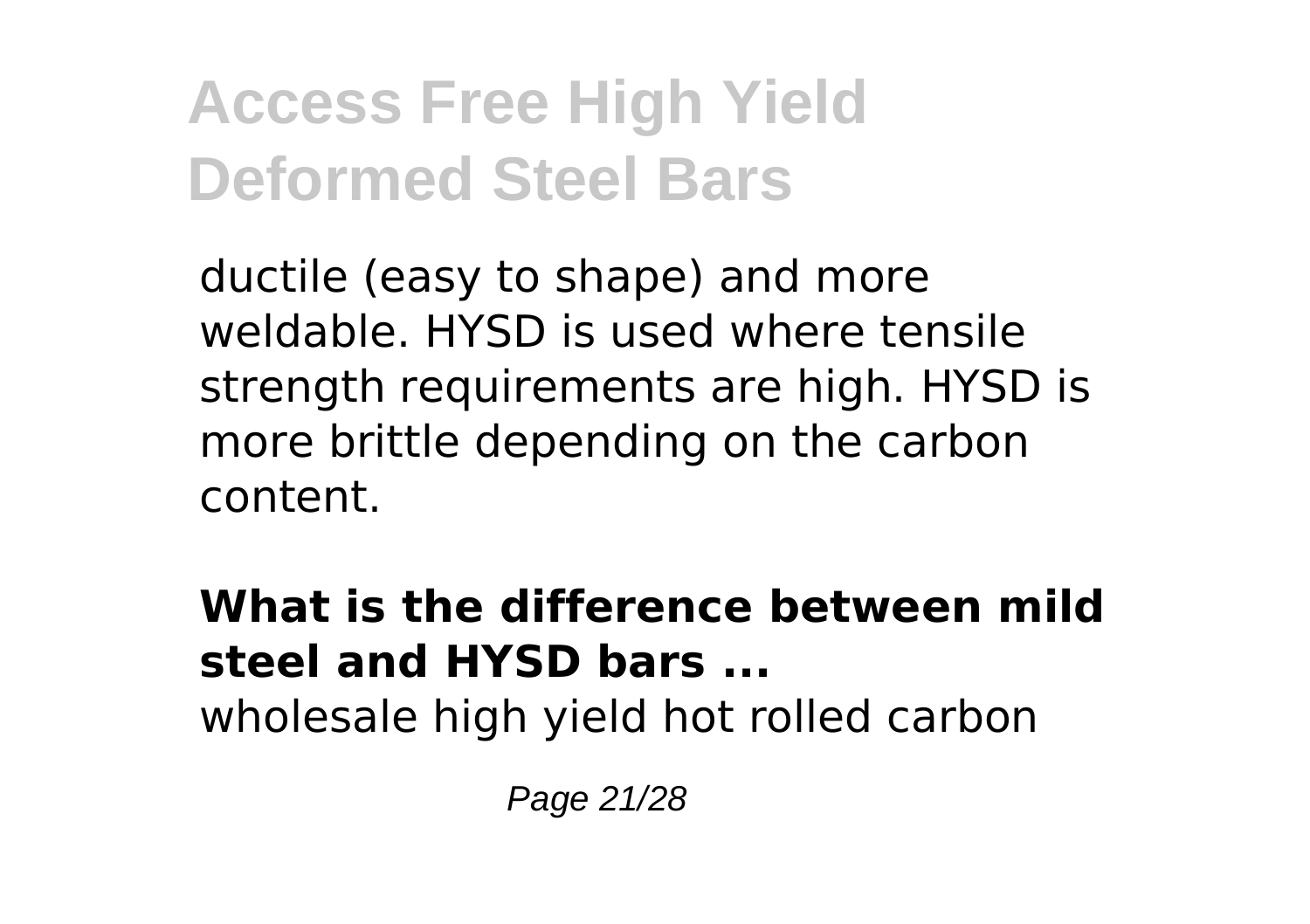ductile (easy to shape) and more weldable. HYSD is used where tensile strength requirements are high. HYSD is more brittle depending on the carbon content.

**What is the difference between mild steel and HYSD bars ...**

wholesale high yield hot rolled carbon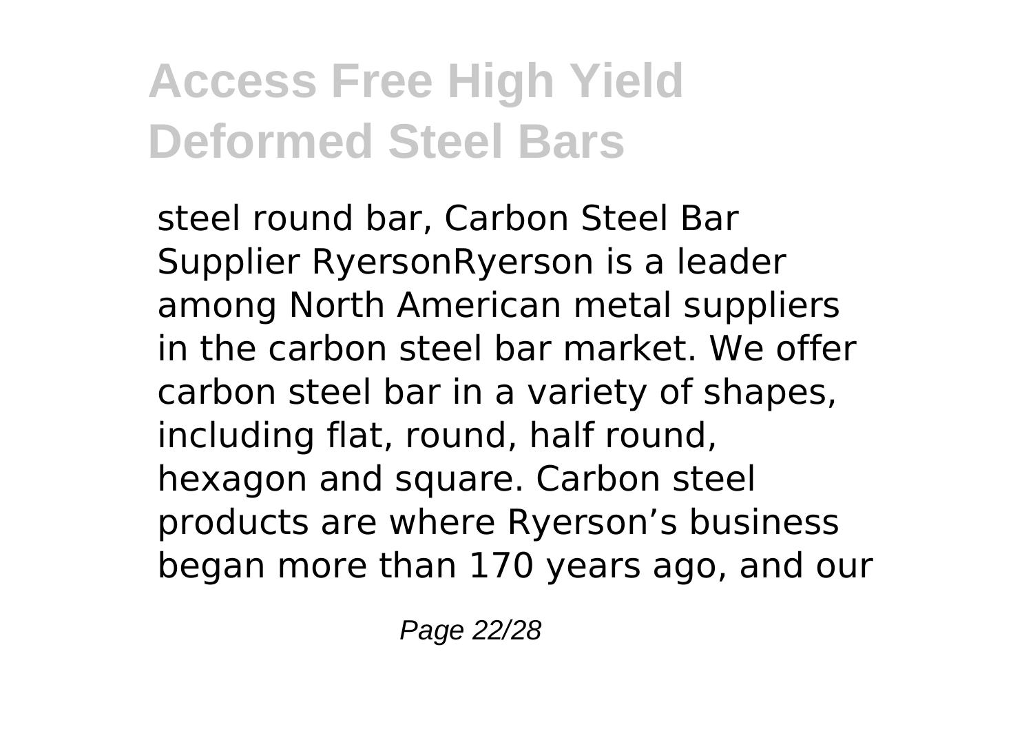steel round bar, Carbon Steel Bar Supplier RyersonRyerson is a leader among North American metal suppliers in the carbon steel bar market. We offer carbon steel bar in a variety of shapes, including flat, round, half round, hexagon and square. Carbon steel products are where Ryerson’s business began more than 170 years ago, and our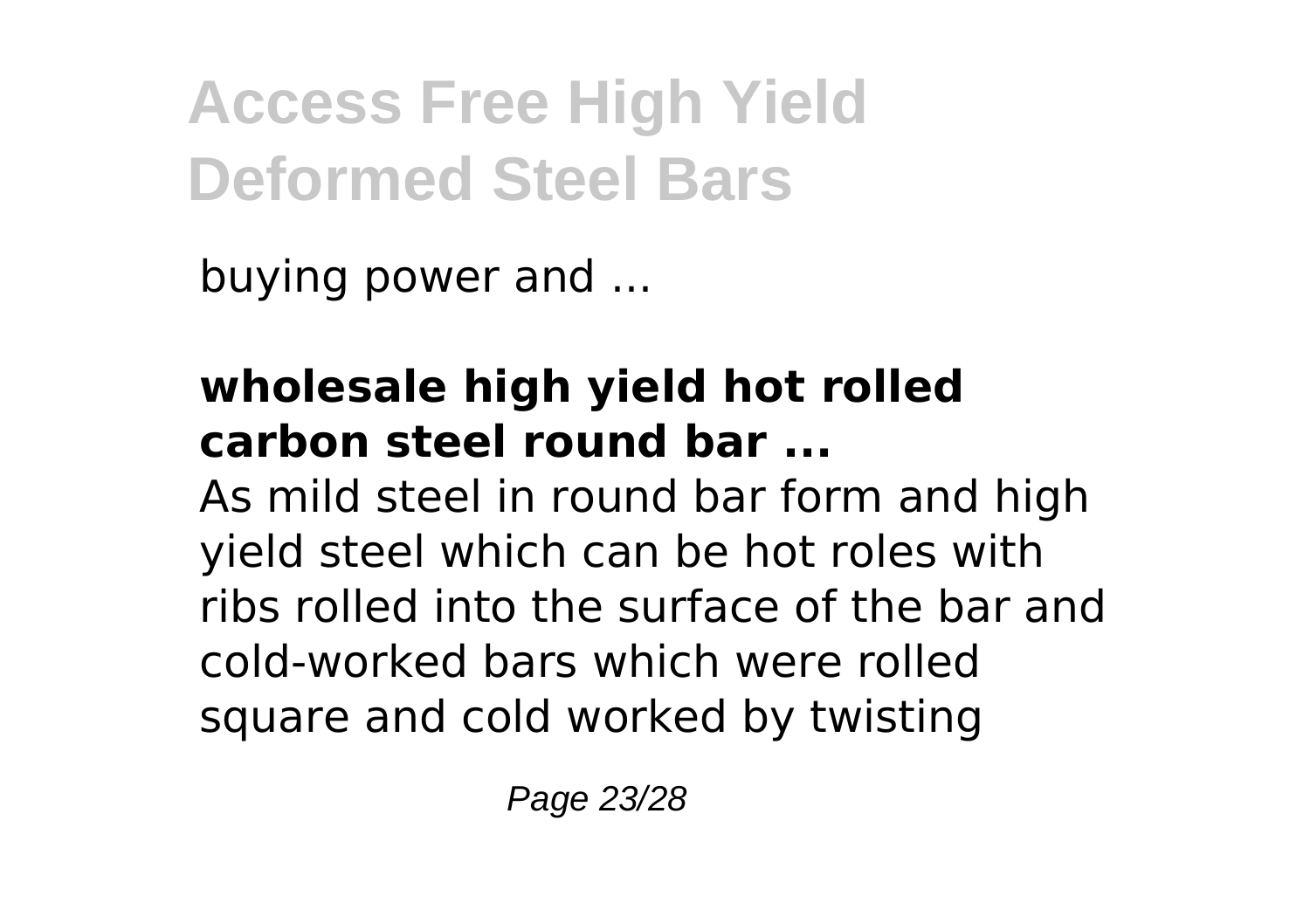buying power and ...

**wholesale high yield hot rolled carbon steel round bar ...**

As mild steel in round bar form and high yield steel which can be hot roles with ribs rolled into the surface of the bar and cold-worked bars which were rolled square and cold worked by twisting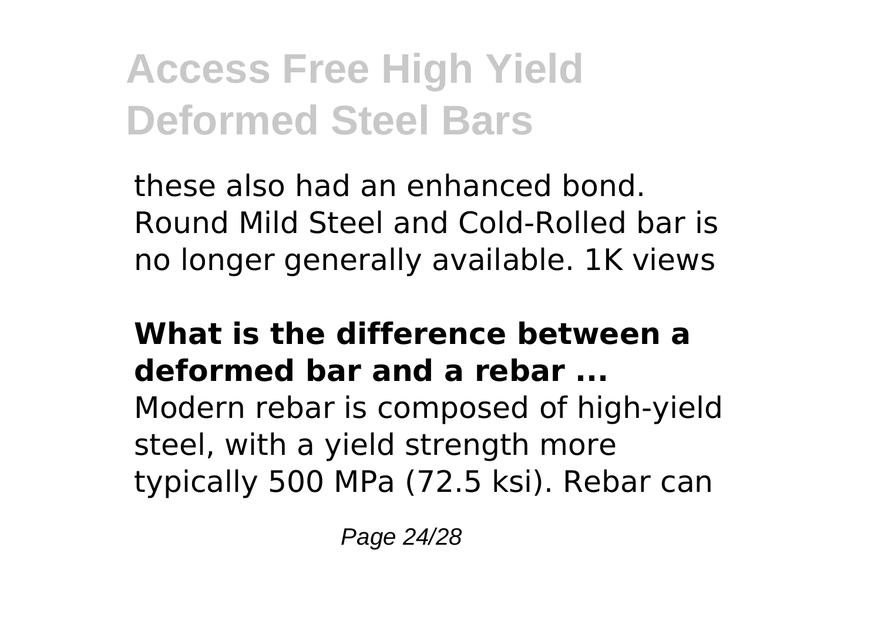these also had an enhanced bond. Round Mild Steel and Cold-Rolled bar is no longer generally available. 1K views

**What is the difference between a deformed bar and a rebar ...**

Modern rebar is composed of high-yield steel, with a yield strength more typically 500 MPa (72.5 ksi). Rebar can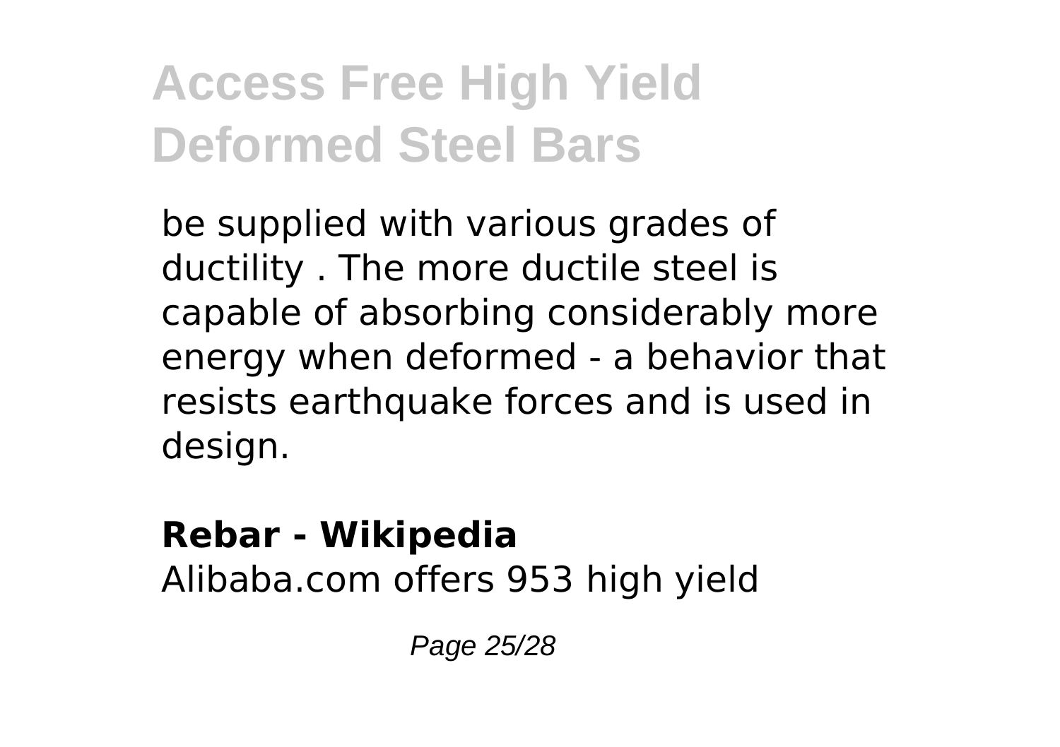be supplied with various grades of ductility . The more ductile steel is capable of absorbing considerably more energy when deformed - a behavior that resists earthquake forces and is used in design.

**Rebar - Wikipedia**
Alibaba.com offers 953 high yield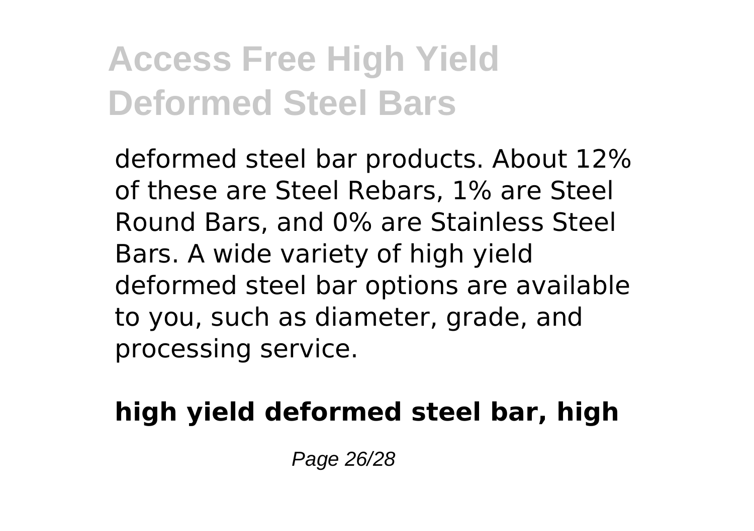deformed steel bar products. About 12% of these are Steel Rebars, 1% are Steel Round Bars, and 0% are Stainless Steel Bars. A wide variety of high yield deformed steel bar options are available to you, such as diameter, grade, and processing service.

**high yield deformed steel bar, high**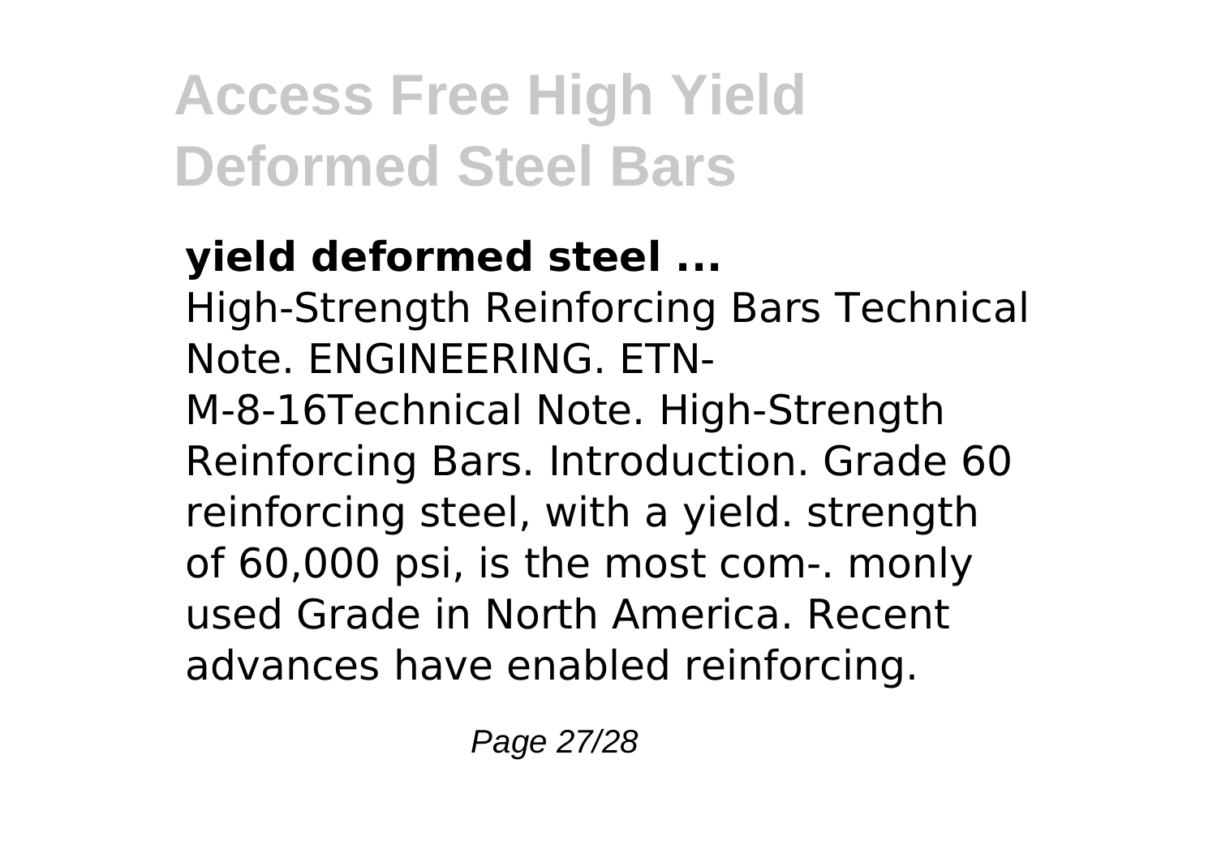**yield deformed steel ...**

High-Strength Reinforcing Bars Technical Note. ENGINEERING. ETN-M-8-16Technical Note. High-Strength Reinforcing Bars. Introduction. Grade 60 reinforcing steel, with a yield. strength of 60,000 psi, is the most com-. monly used Grade in North America. Recent advances have enabled reinforcing.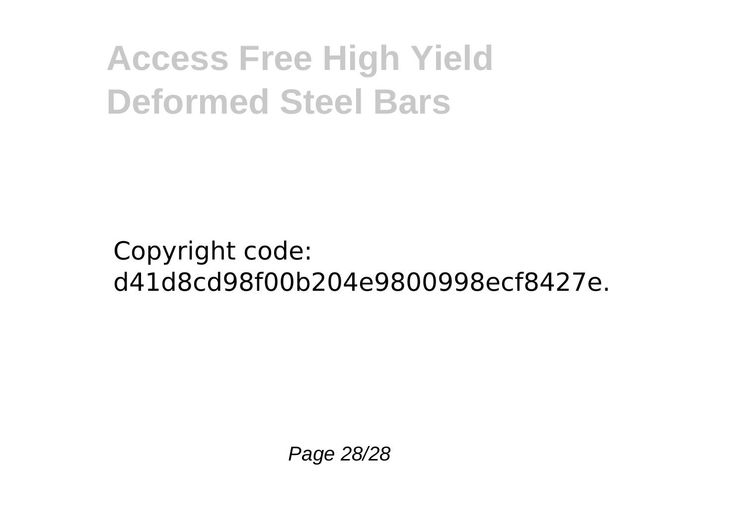Copyright code: d41d8cd98f00b204e9800998ecf8427e.